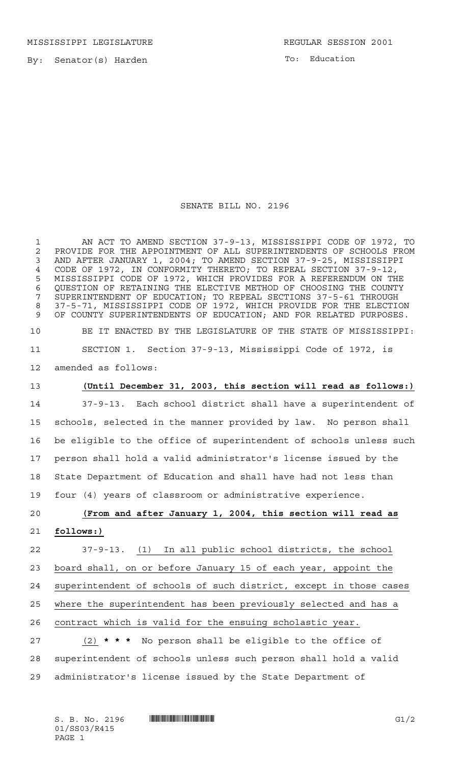MISSISSIPPI LEGISLATURE REGULAR SESSION 2001

By: Senator(s) Harden

To: Education

# SENATE BILL NO. 2196

AN ACT TO AMEND SECTION 37-9-13, MISSISSIPPI CODE OF 1972, TO PROVIDE FOR THE APPOINTMENT OF ALL SUPERINTENDENTS OF SCHOOLS FROM AND AFTER JANUARY 1, 2004; TO AMEND SECTION 37-9-25, MISSISSIPPI CODE OF 1972, IN CONFORMITY THERETO; TO REPEAL SECTION 37-9-12, MISSISSIPPI CODE OF 1972, WHICH PROVIDES FOR A REFERENDUM ON THE QUESTION OF RETAINING THE ELECTIVE METHOD OF CHOOSING THE COUNTY SUPERINTENDENT OF EDUCATION; TO REPEAL SECTIONS 37-5-61 THROUGH 37-5-71, MISSISSIPPI CODE OF 1972, WHICH PROVIDE FOR THE ELECTION OF COUNTY SUPERINTENDENTS OF EDUCATION; AND FOR RELATED PURPOSES.

BE IT ENACTED BY THE LEGISLATURE OF THE STATE OF MISSISSIPPI:

SECTION 1. Section 37-9-13, Mississippi Code of 1972, is amended as follows:

**(Until December 31, 2003, this section will read as follows:)**

37-9-13. Each school district shall have a superintendent of schools, selected in the manner provided by law. No person shall be eligible to the office of superintendent of schools unless such person shall hold a valid administrator's license issued by the State Department of Education and shall have had not less than four (4) years of classroom or administrative experience.

**(From and after January 1, 2004, this section will read as follows:)**

37-9-13. (1) In all public school districts, the school board shall, on or before January 15 of each year, appoint the superintendent of schools of such district, except in those cases where the superintendent has been previously selected and has a contract which is valid for the ensuing scholastic year.

(2) **\* \* \*** No person shall be eligible to the office of superintendent of schools unless such person shall hold a valid administrator's license issued by the State Department of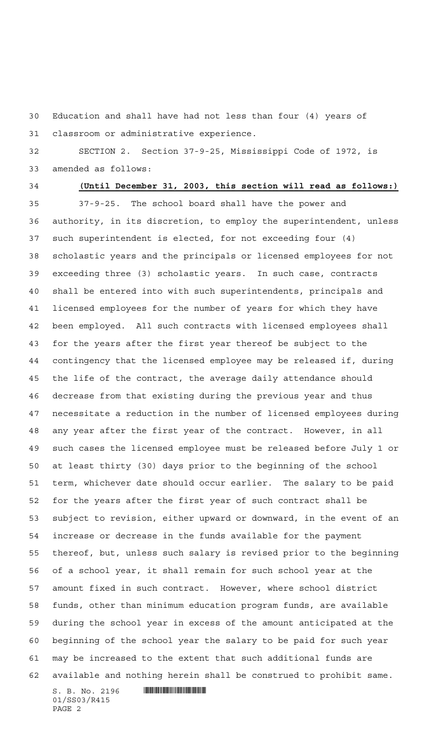Education and shall have had not less than four (4) years of classroom or administrative experience.

SECTION 2. Section 37-9-25, Mississippi Code of 1972, is amended as follows:

**(Until December 31, 2003, this section will read as follows:)**

37-9-25. The school board shall have the power and authority, in its discretion, to employ the superintendent, unless such superintendent is elected, for not exceeding four (4) scholastic years and the principals or licensed employees for not exceeding three (3) scholastic years. In such case, contracts shall be entered into with such superintendents, principals and licensed employees for the number of years for which they have been employed. All such contracts with licensed employees shall for the years after the first year thereof be subject to the contingency that the licensed employee may be released if, during the life of the contract, the average daily attendance should decrease from that existing during the previous year and thus necessitate a reduction in the number of licensed employees during any year after the first year of the contract. However, in all such cases the licensed employee must be released before July 1 or at least thirty (30) days prior to the beginning of the school term, whichever date should occur earlier. The salary to be paid for the years after the first year of such contract shall be subject to revision, either upward or downward, in the event of an increase or decrease in the funds available for the payment thereof, but, unless such salary is revised prior to the beginning of a school year, it shall remain for such school year at the amount fixed in such contract. However, where school district funds, other than minimum education program funds, are available during the school year in excess of the amount anticipated at the beginning of the school year the salary to be paid for such year may be increased to the extent that such additional funds are available and nothing herein shall be construed to prohibit same.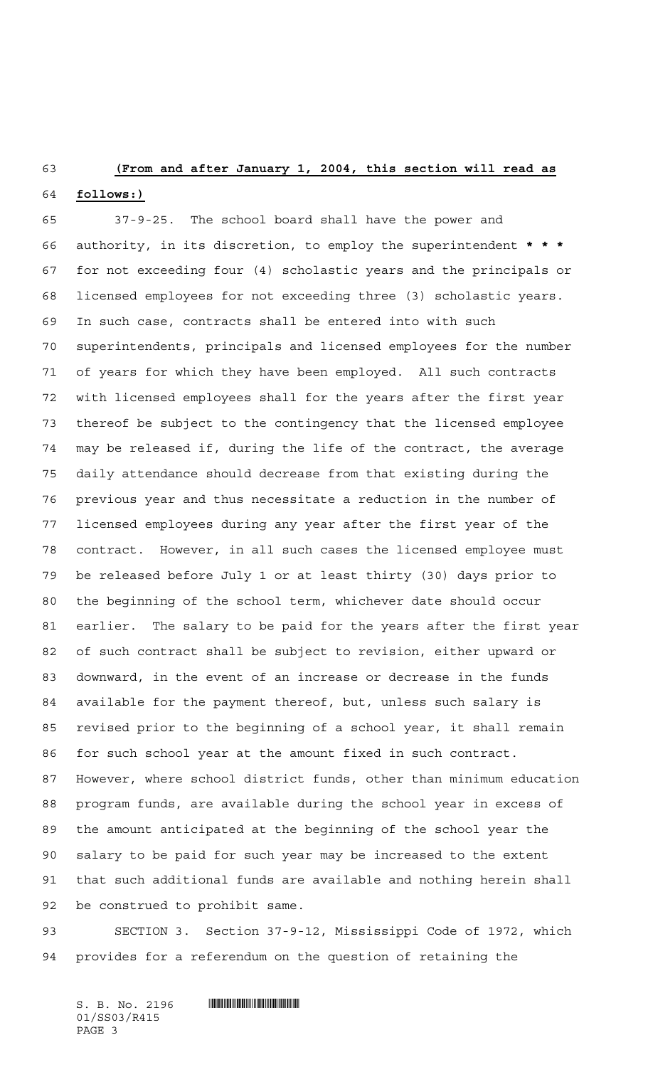**(From and after January 1, 2004, this section will read as follows:)**

37-9-25. The school board shall have the power and authority, in its discretion, to employ the superintendent *** for not exceeding four (4) scholastic years and the principals or licensed employees for not exceeding three (3) scholastic years. In such case, contracts shall be entered into with such superintendents, principals and licensed employees for the number of years for which they have been employed. All such contracts with licensed employees shall for the years after the first year thereof be subject to the contingency that the licensed employee may be released if, during the life of the contract, the average daily attendance should decrease from that existing during the previous year and thus necessitate a reduction in the number of licensed employees during any year after the first year of the contract. However, in all such cases the licensed employee must be released before July 1 or at least thirty (30) days prior to the beginning of the school term, whichever date should occur earlier. The salary to be paid for the years after the first year of such contract shall be subject to revision, either upward or downward, in the event of an increase or decrease in the funds available for the payment thereof, but, unless such salary is revised prior to the beginning of a school year, it shall remain for such school year at the amount fixed in such contract. However, where school district funds, other than minimum education program funds, are available during the school year in excess of the amount anticipated at the beginning of the school year the salary to be paid for such year may be increased to the extent that such additional funds are available and nothing herein shall be construed to prohibit same.

SECTION 3. Section 37-9-12, Mississippi Code of 1972, which provides for a referendum on the question of retaining the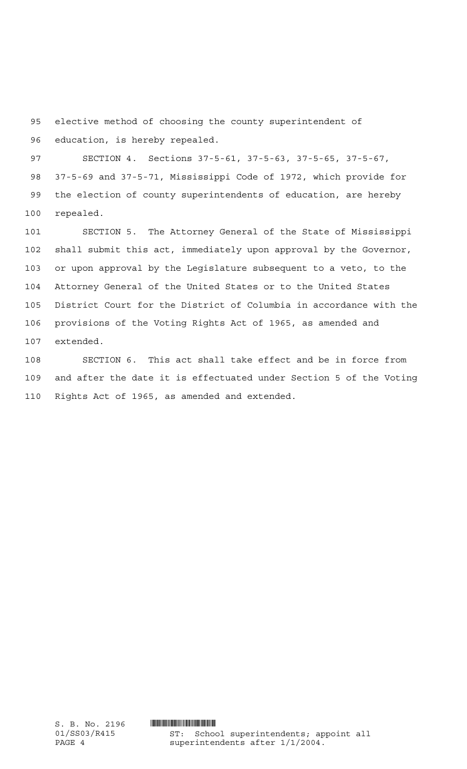elective method of choosing the county superintendent of education, is hereby repealed.

SECTION 4. Sections 37-5-61, 37-5-63, 37-5-65, 37-5-67, 37-5-69 and 37-5-71, Mississippi Code of 1972, which provide for the election of county superintendents of education, are hereby repealed.

SECTION 5. The Attorney General of the State of Mississippi shall submit this act, immediately upon approval by the Governor, or upon approval by the Legislature subsequent to a veto, to the Attorney General of the United States or to the United States District Court for the District of Columbia in accordance with the provisions of the Voting Rights Act of 1965, as amended and extended.

SECTION 6. This act shall take effect and be in force from and after the date it is effectuated under Section 5 of the Voting Rights Act of 1965, as amended and extended.